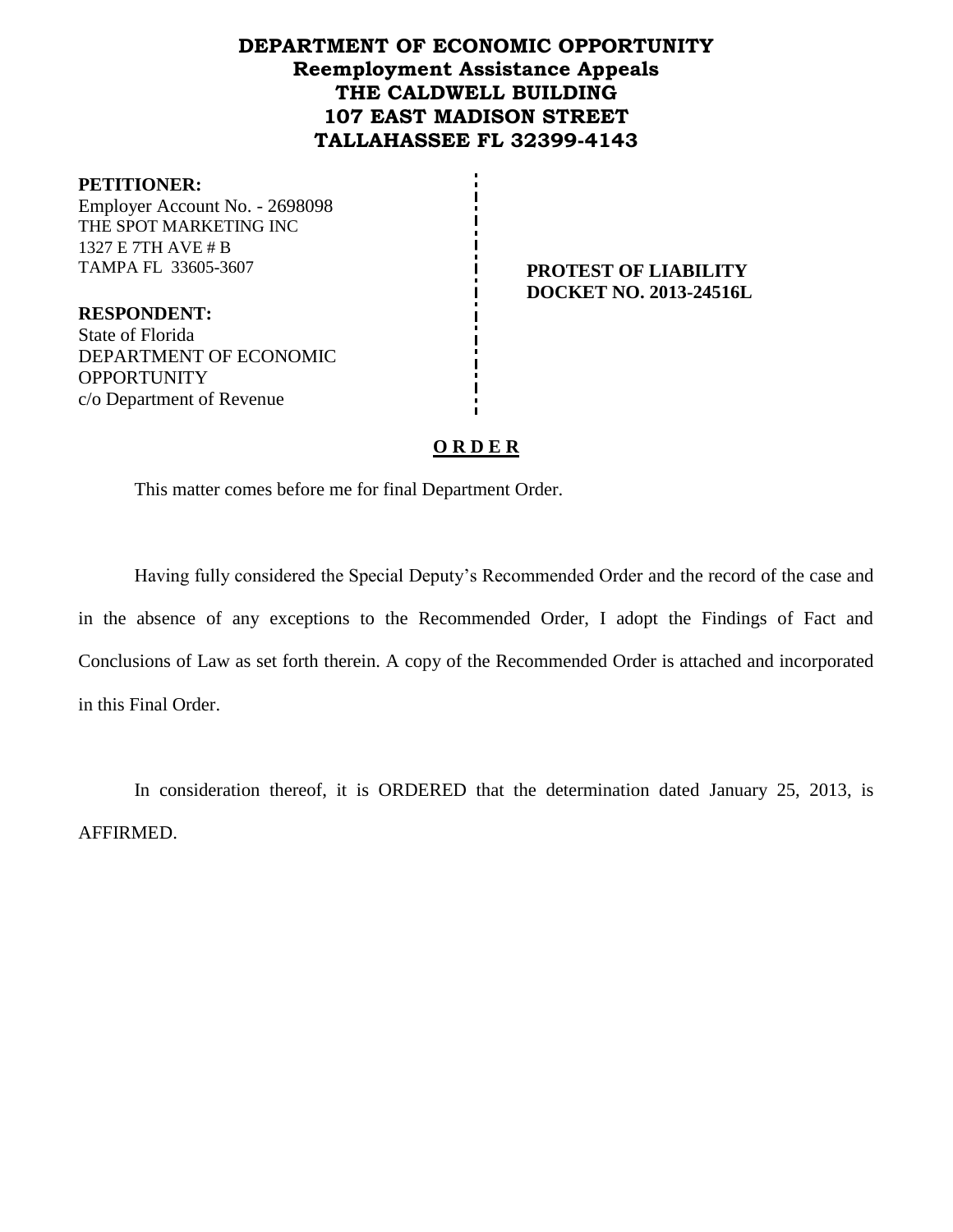# DEPARTMENT OF ECONOMIC OPPORTUNITY
## Reemployment Assistance Appeals
## THE CALDWELL BUILDING
## 107 EAST MADISON STREET
## TALLAHASSEE FL 32399-4143

**PETITIONER:**
Employer Account No. - 2698098
THE SPOT MARKETING INC
1327 E 7TH AVE # B
TAMPA FL 33605-3607

**PROTEST OF LIABILITY**
**DOCKET NO. 2013-24516L**

**RESPONDENT:**
State of Florida
DEPARTMENT OF ECONOMIC OPPORTUNITY
c/o Department of Revenue

**O R D E R**

This matter comes before me for final Department Order.

Having fully considered the Special Deputy's Recommended Order and the record of the case and in the absence of any exceptions to the Recommended Order, I adopt the Findings of Fact and Conclusions of Law as set forth therein. A copy of the Recommended Order is attached and incorporated in this Final Order.

In consideration thereof, it is ORDERED that the determination dated January 25, 2013, is AFFIRMED.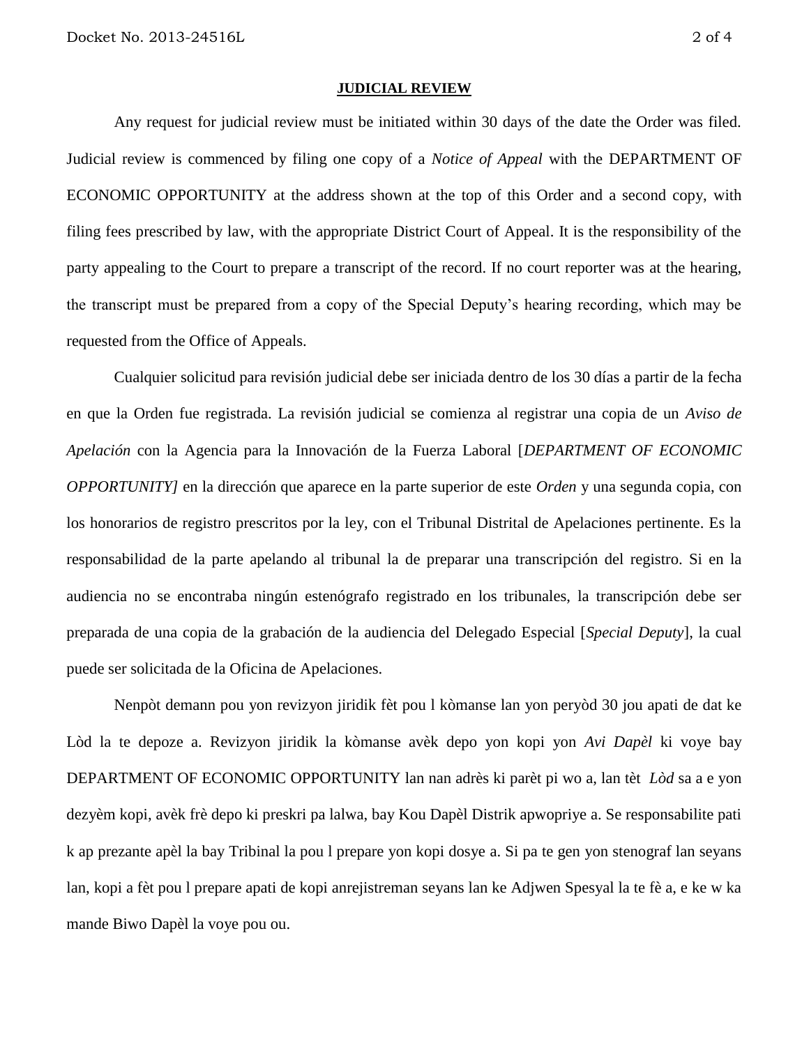**JUDICIAL REVIEW**

Any request for judicial review must be initiated within 30 days of the date the Order was filed. Judicial review is commenced by filing one copy of a *Notice of Appeal* with the DEPARTMENT OF ECONOMIC OPPORTUNITY at the address shown at the top of this Order and a second copy, with filing fees prescribed by law, with the appropriate District Court of Appeal. It is the responsibility of the party appealing to the Court to prepare a transcript of the record. If no court reporter was at the hearing, the transcript must be prepared from a copy of the Special Deputy's hearing recording, which may be requested from the Office of Appeals.

Cualquier solicitud para revisión judicial debe ser iniciada dentro de los 30 días a partir de la fecha en que la Orden fue registrada. La revisión judicial se comienza al registrar una copia de un *Aviso de Apelación* con la Agencia para la Innovación de la Fuerza Laboral [*DEPARTMENT OF ECONOMIC OPPORTUNITY]* en la dirección que aparece en la parte superior de este *Orden* y una segunda copia, con los honorarios de registro prescritos por la ley, con el Tribunal Distrital de Apelaciones pertinente. Es la responsabilidad de la parte apelando al tribunal la de preparar una transcripción del registro. Si en la audiencia no se encontraba ningún estenógrafo registrado en los tribunales, la transcripción debe ser preparada de una copia de la grabación de la audiencia del Delegado Especial [*Special Deputy*], la cual puede ser solicitada de la Oficina de Apelaciones.

Nenpòt demann pou yon revizyon jiridik fèt pou l kòmanse lan yon peryòd 30 jou apati de dat ke Lòd la te depoze a. Revizyon jiridik la kòmanse avèk depo yon kopi yon *Avi Dapèl* ki voye bay DEPARTMENT OF ECONOMIC OPPORTUNITY lan nan adrès ki parèt pi wo a, lan tèt *Lòd* sa a e yon dezyèm kopi, avèk frè depo ki preskri pa lalwa, bay Kou Dapèl Distrik apwopriye a. Se responsabilite pati k ap prezante apèl la bay Tribinal la pou l prepare yon kopi dosye a. Si pa te gen yon stenograf lan seyans lan, kopi a fèt pou l prepare apati de kopi anrejistreman seyans lan ke Adjwen Spesyal la te fè a, e ke w ka mande Biwo Dapèl la voye pou ou.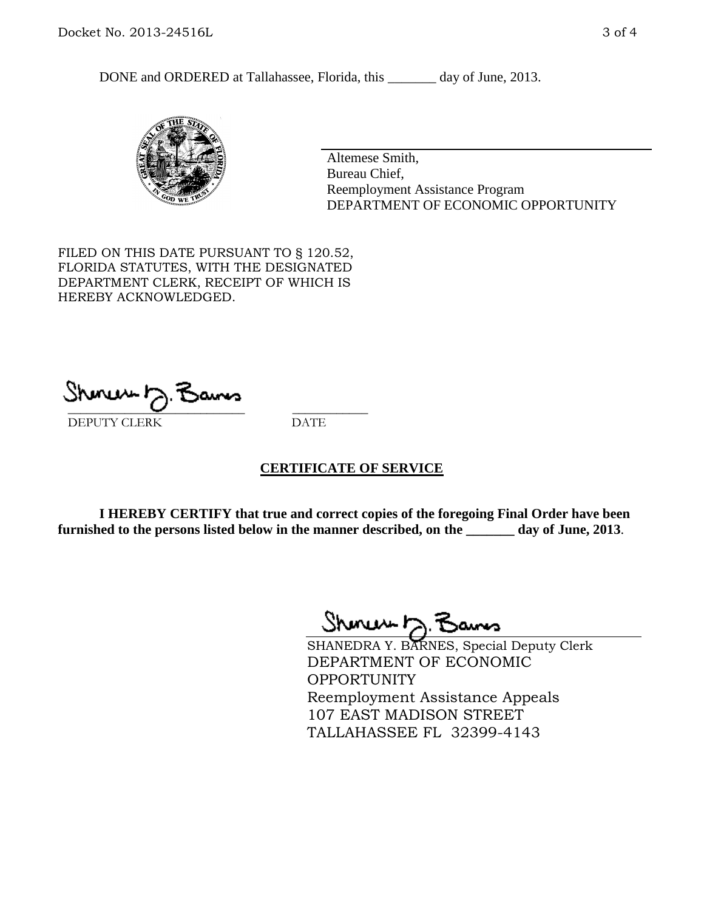DONE and ORDERED at Tallahassee, Florida, this _______ day of June, 2013.

Altemese Smith,
Bureau Chief,
Reemployment Assistance Program
DEPARTMENT OF ECONOMIC OPPORTUNITY

FILED ON THIS DATE PURSUANT TO § 120.52, FLORIDA STATUTES, WITH THE DESIGNATED DEPARTMENT CLERK, RECEIPT OF WHICH IS HEREBY ACKNOWLEDGED.

\_\_\_\_\_\_\_\_\_\_\_\_\_\_\_\_\_\_\_\_\_\_\_\_\_\_\_ \_\_\_\_\_\_\_\_\_\_\_\_
DEPUTY CLERK DATE

**CERTIFICATE OF SERVICE**

**I HEREBY CERTIFY that true and correct copies of the foregoing Final Order have been furnished to the persons listed below in the manner described, on the _______ day of June, 2013**.

SHANEDRA Y. BARNES, Special Deputy Clerk
DEPARTMENT OF ECONOMIC OPPORTUNITY
Reemployment Assistance Appeals
107 EAST MADISON STREET
TALLAHASSEE FL 32399-4143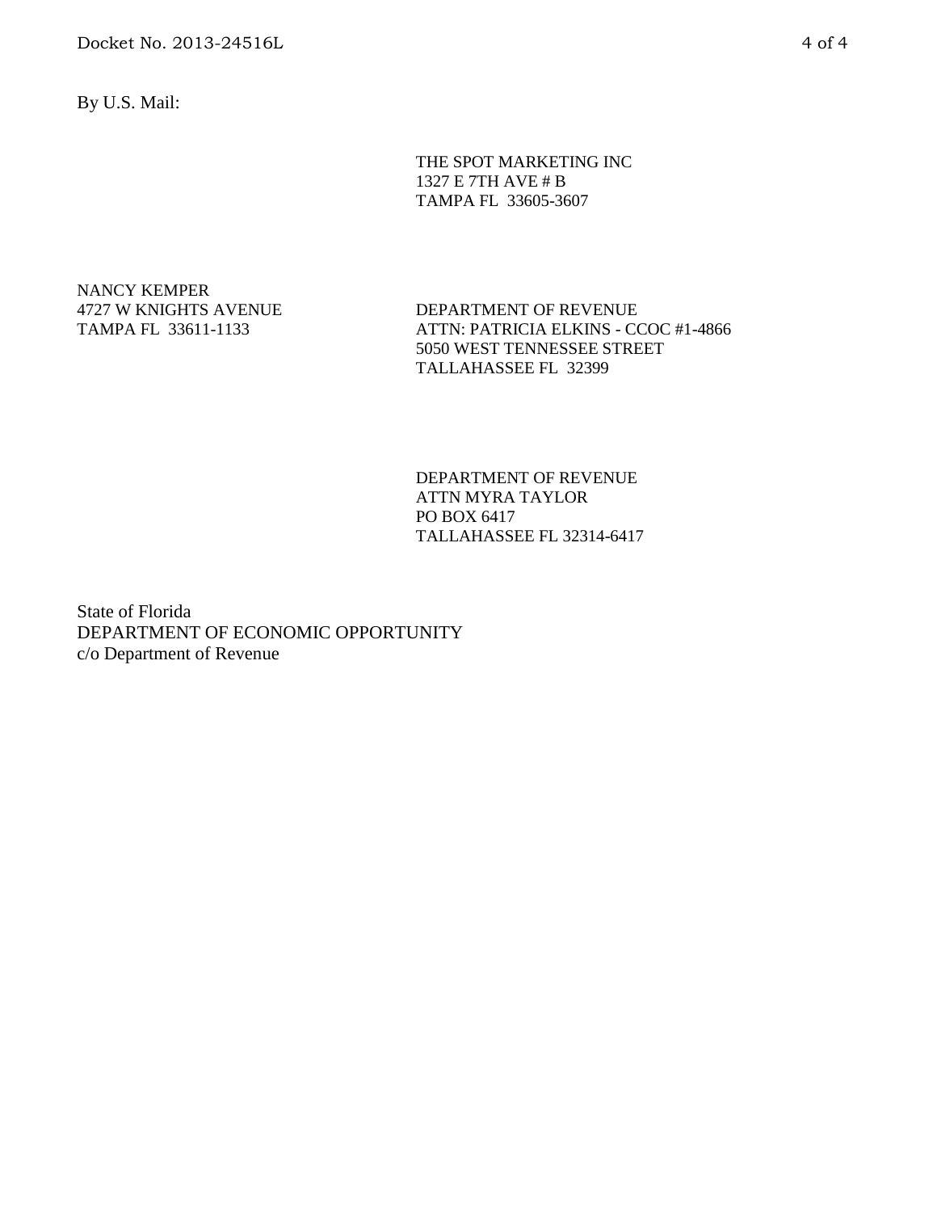By U.S. Mail:

THE SPOT MARKETING INC
1327 E 7TH AVE # B
TAMPA FL 33605-3607

NANCY KEMPER
4727 W KNIGHTS AVENUE
TAMPA FL 33611-1133

DEPARTMENT OF REVENUE
ATTN: PATRICIA ELKINS - CCOC #1-4866
5050 WEST TENNESSEE STREET
TALLAHASSEE FL 32399

DEPARTMENT OF REVENUE
ATTN MYRA TAYLOR
PO BOX 6417
TALLAHASSEE FL 32314-6417

State of Florida
DEPARTMENT OF ECONOMIC OPPORTUNITY
c/o Department of Revenue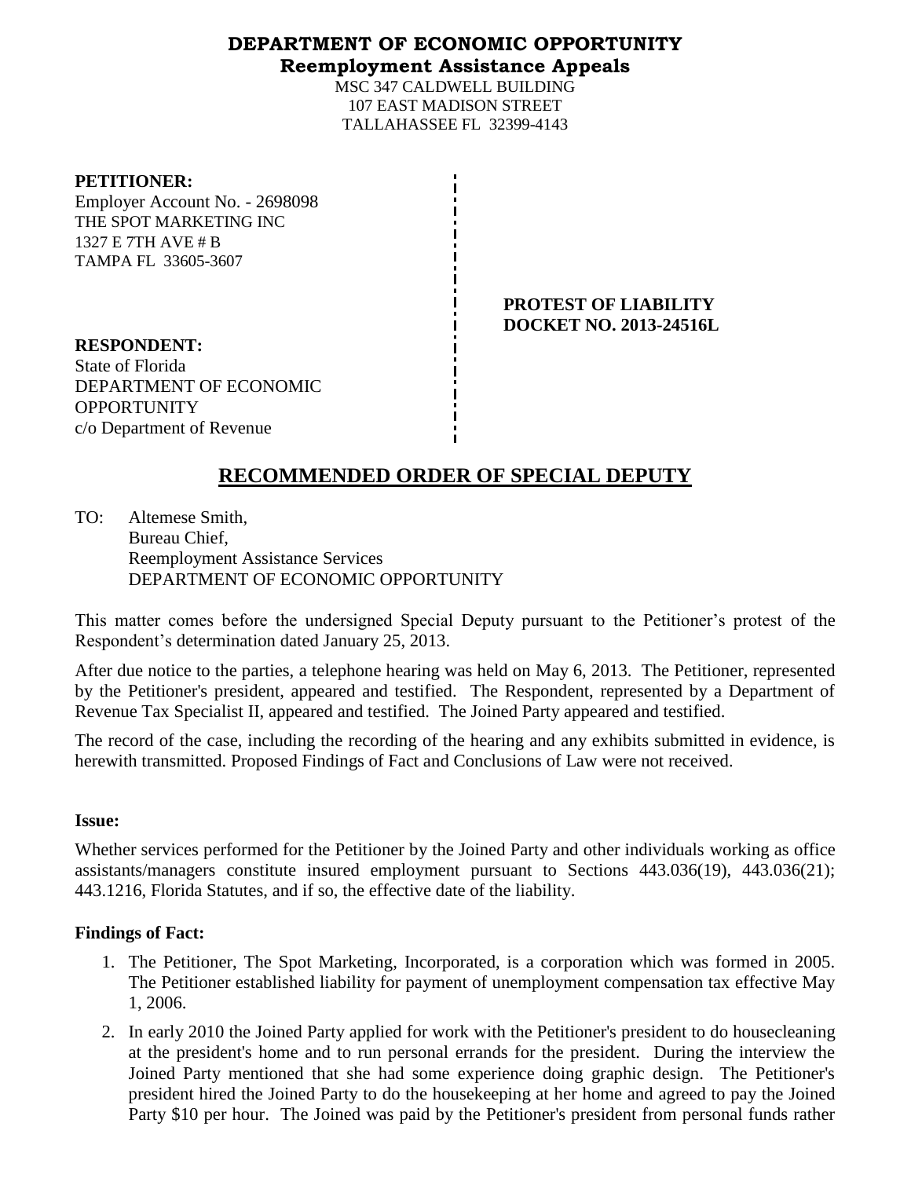# DEPARTMENT OF ECONOMIC OPPORTUNITY
## Reemployment Assistance Appeals

MSC 347 CALDWELL BUILDING
107 EAST MADISON STREET
TALLAHASSEE FL 32399-4143

**PETITIONER:**
Employer Account No. - 2698098
THE SPOT MARKETING INC
1327 E 7TH AVE # B
TAMPA FL 33605-3607

**PROTEST OF LIABILITY**
**DOCKET NO. 2013-24516L**

**RESPONDENT:**
State of Florida
DEPARTMENT OF ECONOMIC OPPORTUNITY
c/o Department of Revenue

# RECOMMENDED ORDER OF SPECIAL DEPUTY

TO: Altemese Smith,
Bureau Chief,
Reemployment Assistance Services
DEPARTMENT OF ECONOMIC OPPORTUNITY

This matter comes before the undersigned Special Deputy pursuant to the Petitioner's protest of the Respondent's determination dated January 25, 2013.

After due notice to the parties, a telephone hearing was held on May 6, 2013. The Petitioner, represented by the Petitioner's president, appeared and testified. The Respondent, represented by a Department of Revenue Tax Specialist II, appeared and testified. The Joined Party appeared and testified.

The record of the case, including the recording of the hearing and any exhibits submitted in evidence, is herewith transmitted. Proposed Findings of Fact and Conclusions of Law were not received.

**Issue:**

Whether services performed for the Petitioner by the Joined Party and other individuals working as office assistants/managers constitute insured employment pursuant to Sections 443.036(19), 443.036(21); 443.1216, Florida Statutes, and if so, the effective date of the liability.

**Findings of Fact:**

1. The Petitioner, The Spot Marketing, Incorporated, is a corporation which was formed in 2005. The Petitioner established liability for payment of unemployment compensation tax effective May 1, 2006.
2. In early 2010 the Joined Party applied for work with the Petitioner's president to do housecleaning at the president's home and to run personal errands for the president. During the interview the Joined Party mentioned that she had some experience doing graphic design. The Petitioner's president hired the Joined Party to do the housekeeping at her home and agreed to pay the Joined Party $10 per hour. The Joined was paid by the Petitioner's president from personal funds rather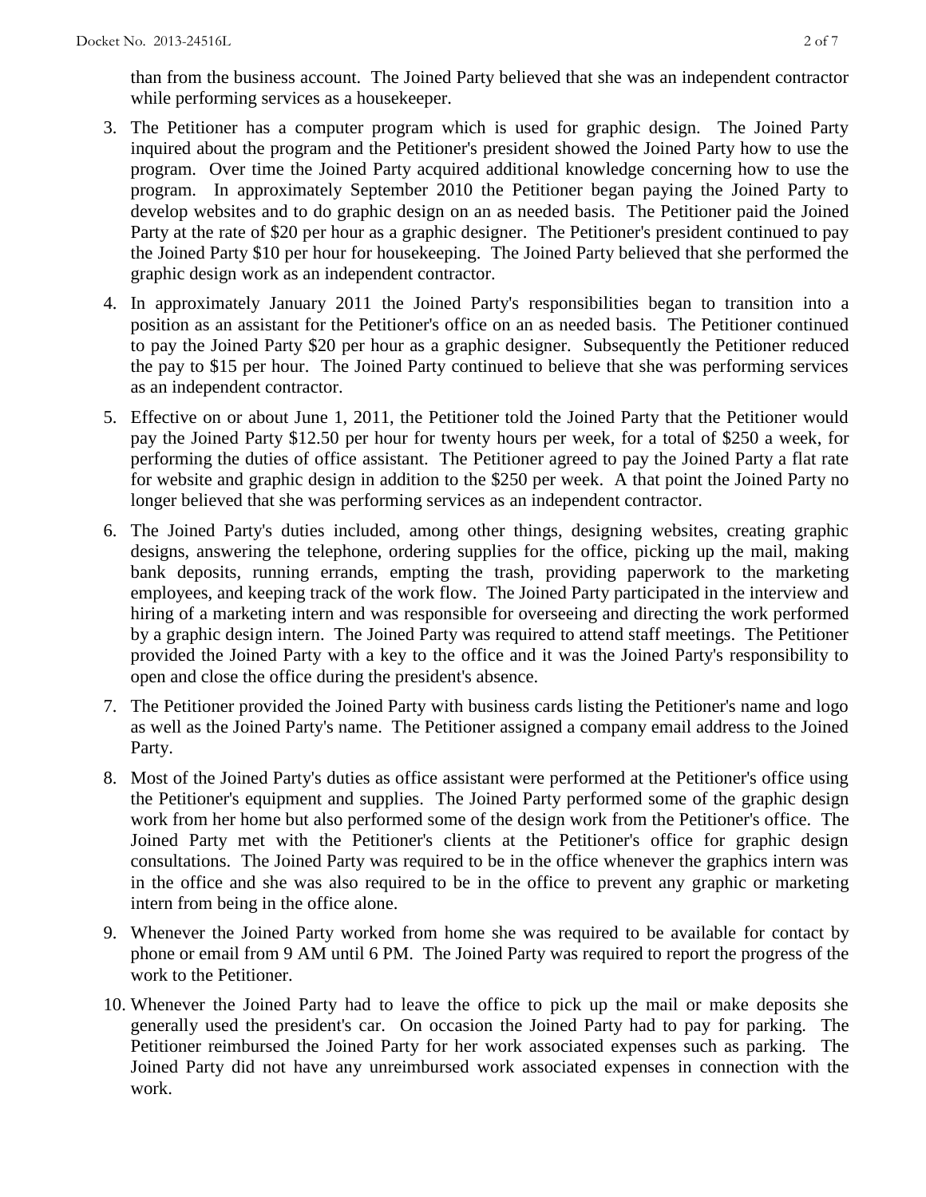than from the business account. The Joined Party believed that she was an independent contractor while performing services as a housekeeper.

3. The Petitioner has a computer program which is used for graphic design. The Joined Party inquired about the program and the Petitioner's president showed the Joined Party how to use the program. Over time the Joined Party acquired additional knowledge concerning how to use the program. In approximately September 2010 the Petitioner began paying the Joined Party to develop websites and to do graphic design on an as needed basis. The Petitioner paid the Joined Party at the rate of $20 per hour as a graphic designer. The Petitioner's president continued to pay the Joined Party $10 per hour for housekeeping. The Joined Party believed that she performed the graphic design work as an independent contractor.

4. In approximately January 2011 the Joined Party's responsibilities began to transition into a position as an assistant for the Petitioner's office on an as needed basis. The Petitioner continued to pay the Joined Party $20 per hour as a graphic designer. Subsequently the Petitioner reduced the pay to $15 per hour. The Joined Party continued to believe that she was performing services as an independent contractor.

5. Effective on or about June 1, 2011, the Petitioner told the Joined Party that the Petitioner would pay the Joined Party $12.50 per hour for twenty hours per week, for a total of $250 a week, for performing the duties of office assistant. The Petitioner agreed to pay the Joined Party a flat rate for website and graphic design in addition to the $250 per week. A that point the Joined Party no longer believed that she was performing services as an independent contractor.

6. The Joined Party's duties included, among other things, designing websites, creating graphic designs, answering the telephone, ordering supplies for the office, picking up the mail, making bank deposits, running errands, empting the trash, providing paperwork to the marketing employees, and keeping track of the work flow. The Joined Party participated in the interview and hiring of a marketing intern and was responsible for overseeing and directing the work performed by a graphic design intern. The Joined Party was required to attend staff meetings. The Petitioner provided the Joined Party with a key to the office and it was the Joined Party's responsibility to open and close the office during the president's absence.

7. The Petitioner provided the Joined Party with business cards listing the Petitioner's name and logo as well as the Joined Party's name. The Petitioner assigned a company email address to the Joined Party.

8. Most of the Joined Party's duties as office assistant were performed at the Petitioner's office using the Petitioner's equipment and supplies. The Joined Party performed some of the graphic design work from her home but also performed some of the design work from the Petitioner's office. The Joined Party met with the Petitioner's clients at the Petitioner's office for graphic design consultations. The Joined Party was required to be in the office whenever the graphics intern was in the office and she was also required to be in the office to prevent any graphic or marketing intern from being in the office alone.

9. Whenever the Joined Party worked from home she was required to be available for contact by phone or email from 9 AM until 6 PM. The Joined Party was required to report the progress of the work to the Petitioner.

10. Whenever the Joined Party had to leave the office to pick up the mail or make deposits she generally used the president's car. On occasion the Joined Party had to pay for parking. The Petitioner reimbursed the Joined Party for her work associated expenses such as parking. The Joined Party did not have any unreimbursed work associated expenses in connection with the work.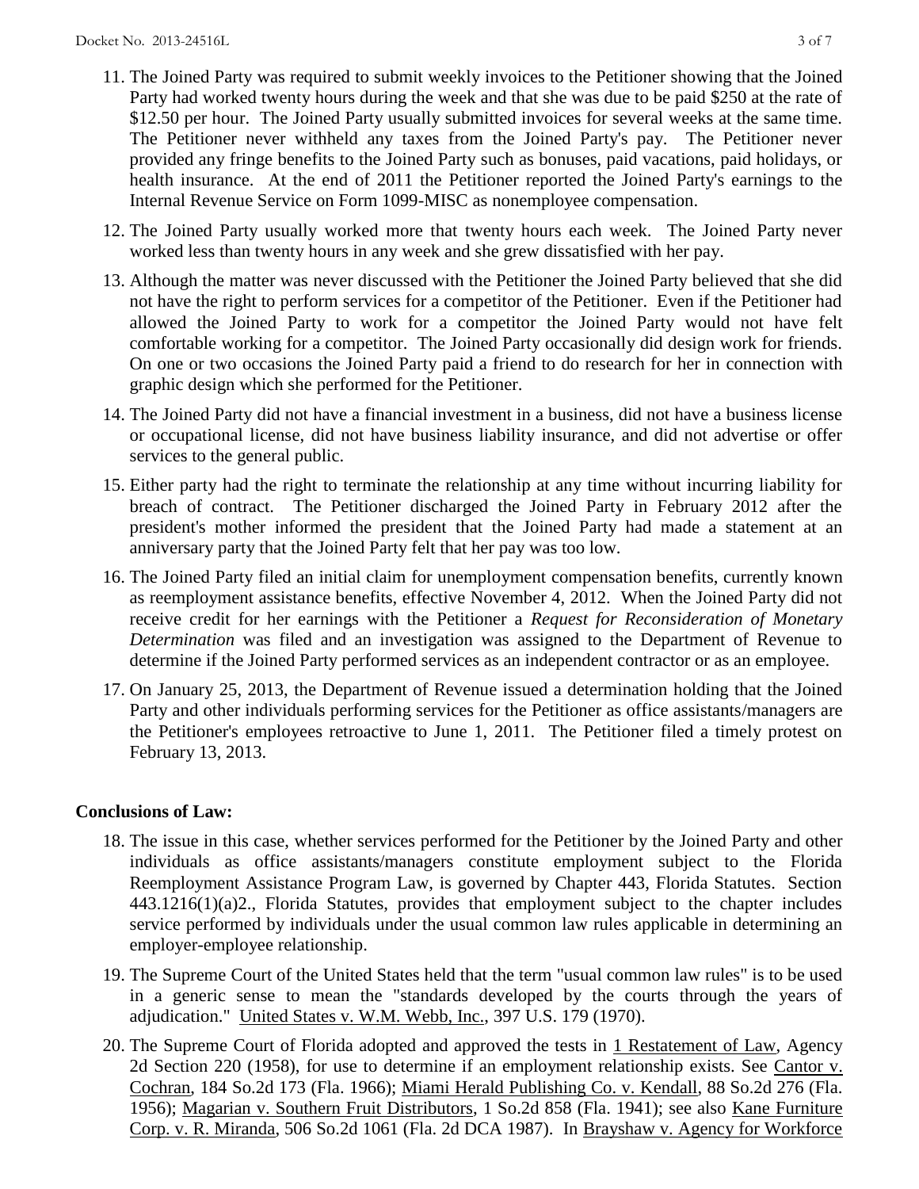11. The Joined Party was required to submit weekly invoices to the Petitioner showing that the Joined Party had worked twenty hours during the week and that she was due to be paid $250 at the rate of $12.50 per hour. The Joined Party usually submitted invoices for several weeks at the same time. The Petitioner never withheld any taxes from the Joined Party's pay. The Petitioner never provided any fringe benefits to the Joined Party such as bonuses, paid vacations, paid holidays, or health insurance. At the end of 2011 the Petitioner reported the Joined Party's earnings to the Internal Revenue Service on Form 1099-MISC as nonemployee compensation.

12. The Joined Party usually worked more that twenty hours each week. The Joined Party never worked less than twenty hours in any week and she grew dissatisfied with her pay.

13. Although the matter was never discussed with the Petitioner the Joined Party believed that she did not have the right to perform services for a competitor of the Petitioner. Even if the Petitioner had allowed the Joined Party to work for a competitor the Joined Party would not have felt comfortable working for a competitor. The Joined Party occasionally did design work for friends. On one or two occasions the Joined Party paid a friend to do research for her in connection with graphic design which she performed for the Petitioner.

14. The Joined Party did not have a financial investment in a business, did not have a business license or occupational license, did not have business liability insurance, and did not advertise or offer services to the general public.

15. Either party had the right to terminate the relationship at any time without incurring liability for breach of contract. The Petitioner discharged the Joined Party in February 2012 after the president's mother informed the president that the Joined Party had made a statement at an anniversary party that the Joined Party felt that her pay was too low.

16. The Joined Party filed an initial claim for unemployment compensation benefits, currently known as reemployment assistance benefits, effective November 4, 2012. When the Joined Party did not receive credit for her earnings with the Petitioner a *Request for Reconsideration of Monetary Determination* was filed and an investigation was assigned to the Department of Revenue to determine if the Joined Party performed services as an independent contractor or as an employee.

17. On January 25, 2013, the Department of Revenue issued a determination holding that the Joined Party and other individuals performing services for the Petitioner as office assistants/managers are the Petitioner's employees retroactive to June 1, 2011. The Petitioner filed a timely protest on February 13, 2013.

**Conclusions of Law:**

18. The issue in this case, whether services performed for the Petitioner by the Joined Party and other individuals as office assistants/managers constitute employment subject to the Florida Reemployment Assistance Program Law, is governed by Chapter 443, Florida Statutes. Section 443.1216(1)(a)2., Florida Statutes, provides that employment subject to the chapter includes service performed by individuals under the usual common law rules applicable in determining an employer-employee relationship.

19. The Supreme Court of the United States held that the term "usual common law rules" is to be used in a generic sense to mean the "standards developed by the courts through the years of adjudication." United States v. W.M. Webb, Inc., 397 U.S. 179 (1970).

20. The Supreme Court of Florida adopted and approved the tests in 1 Restatement of Law, Agency 2d Section 220 (1958), for use to determine if an employment relationship exists. See Cantor v. Cochran, 184 So.2d 173 (Fla. 1966); Miami Herald Publishing Co. v. Kendall, 88 So.2d 276 (Fla. 1956); Magarian v. Southern Fruit Distributors, 1 So.2d 858 (Fla. 1941); see also Kane Furniture Corp. v. R. Miranda, 506 So.2d 1061 (Fla. 2d DCA 1987). In Brayshaw v. Agency for Workforce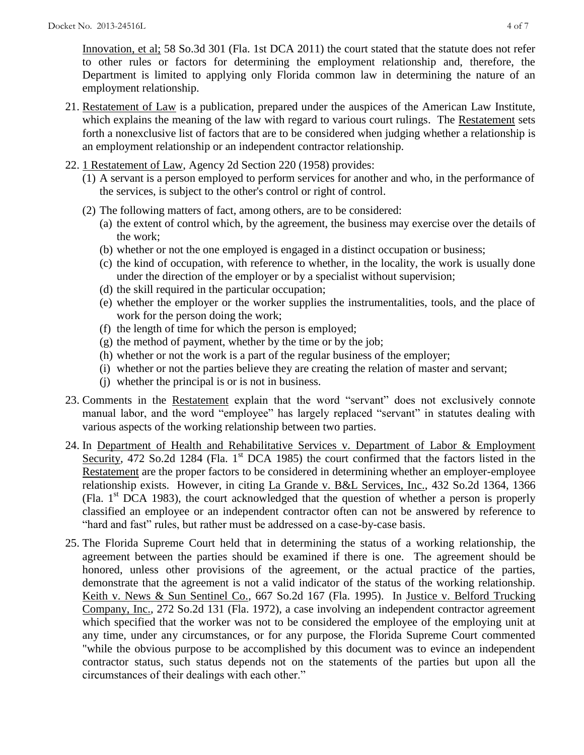Innovation, et al; 58 So.3d 301 (Fla. 1st DCA 2011) the court stated that the statute does not refer to other rules or factors for determining the employment relationship and, therefore, the Department is limited to applying only Florida common law in determining the nature of an employment relationship.

21. Restatement of Law is a publication, prepared under the auspices of the American Law Institute, which explains the meaning of the law with regard to various court rulings. The Restatement sets forth a nonexclusive list of factors that are to be considered when judging whether a relationship is an employment relationship or an independent contractor relationship.

22. 1 Restatement of Law, Agency 2d Section 220 (1958) provides:
    (1) A servant is a person employed to perform services for another and who, in the performance of the services, is subject to the other's control or right of control.
    (2) The following matters of fact, among others, are to be considered:
        (a) the extent of control which, by the agreement, the business may exercise over the details of the work;
        (b) whether or not the one employed is engaged in a distinct occupation or business;
        (c) the kind of occupation, with reference to whether, in the locality, the work is usually done under the direction of the employer or by a specialist without supervision;
        (d) the skill required in the particular occupation;
        (e) whether the employer or the worker supplies the instrumentalities, tools, and the place of work for the person doing the work;
        (f) the length of time for which the person is employed;
        (g) the method of payment, whether by the time or by the job;
        (h) whether or not the work is a part of the regular business of the employer;
        (i) whether or not the parties believe they are creating the relation of master and servant;
        (j) whether the principal is or is not in business.

23. Comments in the Restatement explain that the word "servant" does not exclusively connote manual labor, and the word "employee" has largely replaced "servant" in statutes dealing with various aspects of the working relationship between two parties.

24. In Department of Health and Rehabilitative Services v. Department of Labor & Employment Security, 472 So.2d 1284 (Fla. 1st DCA 1985) the court confirmed that the factors listed in the Restatement are the proper factors to be considered in determining whether an employer-employee relationship exists. However, in citing La Grande v. B&L Services, Inc., 432 So.2d 1364, 1366 (Fla. 1st DCA 1983), the court acknowledged that the question of whether a person is properly classified an employee or an independent contractor often can not be answered by reference to "hard and fast" rules, but rather must be addressed on a case-by-case basis.

25. The Florida Supreme Court held that in determining the status of a working relationship, the agreement between the parties should be examined if there is one. The agreement should be honored, unless other provisions of the agreement, or the actual practice of the parties, demonstrate that the agreement is not a valid indicator of the status of the working relationship. Keith v. News & Sun Sentinel Co., 667 So.2d 167 (Fla. 1995). In Justice v. Belford Trucking Company, Inc., 272 So.2d 131 (Fla. 1972), a case involving an independent contractor agreement which specified that the worker was not to be considered the employee of the employing unit at any time, under any circumstances, or for any purpose, the Florida Supreme Court commented "while the obvious purpose to be accomplished by this document was to evince an independent contractor status, such status depends not on the statements of the parties but upon all the circumstances of their dealings with each other."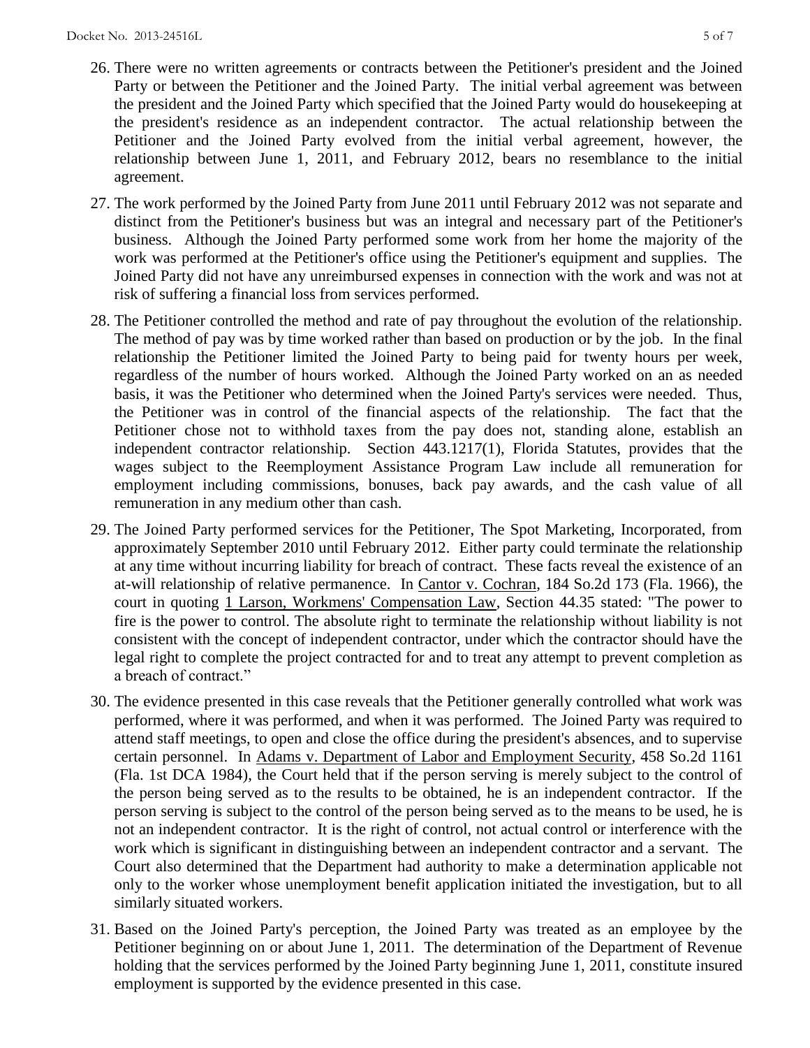26. There were no written agreements or contracts between the Petitioner's president and the Joined Party or between the Petitioner and the Joined Party. The initial verbal agreement was between the president and the Joined Party which specified that the Joined Party would do housekeeping at the president's residence as an independent contractor. The actual relationship between the Petitioner and the Joined Party evolved from the initial verbal agreement, however, the relationship between June 1, 2011, and February 2012, bears no resemblance to the initial agreement.

27. The work performed by the Joined Party from June 2011 until February 2012 was not separate and distinct from the Petitioner's business but was an integral and necessary part of the Petitioner's business. Although the Joined Party performed some work from her home the majority of the work was performed at the Petitioner's office using the Petitioner's equipment and supplies. The Joined Party did not have any unreimbursed expenses in connection with the work and was not at risk of suffering a financial loss from services performed.

28. The Petitioner controlled the method and rate of pay throughout the evolution of the relationship. The method of pay was by time worked rather than based on production or by the job. In the final relationship the Petitioner limited the Joined Party to being paid for twenty hours per week, regardless of the number of hours worked. Although the Joined Party worked on an as needed basis, it was the Petitioner who determined when the Joined Party's services were needed. Thus, the Petitioner was in control of the financial aspects of the relationship. The fact that the Petitioner chose not to withhold taxes from the pay does not, standing alone, establish an independent contractor relationship. Section 443.1217(1), Florida Statutes, provides that the wages subject to the Reemployment Assistance Program Law include all remuneration for employment including commissions, bonuses, back pay awards, and the cash value of all remuneration in any medium other than cash.

29. The Joined Party performed services for the Petitioner, The Spot Marketing, Incorporated, from approximately September 2010 until February 2012. Either party could terminate the relationship at any time without incurring liability for breach of contract. These facts reveal the existence of an at-will relationship of relative permanence. In Cantor v. Cochran, 184 So.2d 173 (Fla. 1966), the court in quoting 1 Larson, Workmens' Compensation Law, Section 44.35 stated: "The power to fire is the power to control. The absolute right to terminate the relationship without liability is not consistent with the concept of independent contractor, under which the contractor should have the legal right to complete the project contracted for and to treat any attempt to prevent completion as a breach of contract."

30. The evidence presented in this case reveals that the Petitioner generally controlled what work was performed, where it was performed, and when it was performed. The Joined Party was required to attend staff meetings, to open and close the office during the president's absences, and to supervise certain personnel. In Adams v. Department of Labor and Employment Security, 458 So.2d 1161 (Fla. 1st DCA 1984), the Court held that if the person serving is merely subject to the control of the person being served as to the results to be obtained, he is an independent contractor. If the person serving is subject to the control of the person being served as to the means to be used, he is not an independent contractor. It is the right of control, not actual control or interference with the work which is significant in distinguishing between an independent contractor and a servant. The Court also determined that the Department had authority to make a determination applicable not only to the worker whose unemployment benefit application initiated the investigation, but to all similarly situated workers.

31. Based on the Joined Party's perception, the Joined Party was treated as an employee by the Petitioner beginning on or about June 1, 2011. The determination of the Department of Revenue holding that the services performed by the Joined Party beginning June 1, 2011, constitute insured employment is supported by the evidence presented in this case.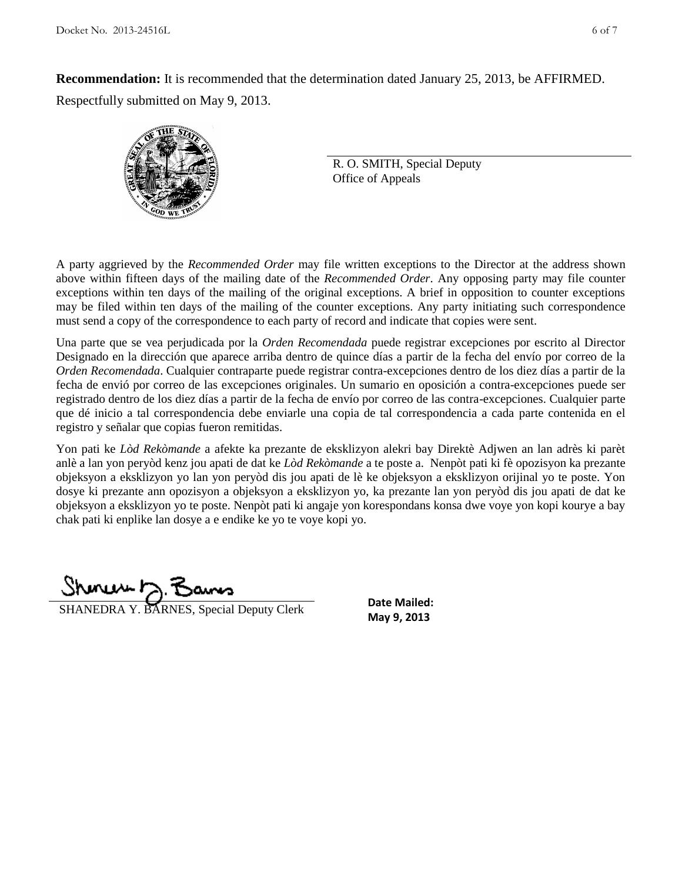**Recommendation:** It is recommended that the determination dated January 25, 2013, be AFFIRMED.

Respectfully submitted on May 9, 2013.

R. O. SMITH, Special Deputy
Office of Appeals

A party aggrieved by the *Recommended Order* may file written exceptions to the Director at the address shown above within fifteen days of the mailing date of the *Recommended Order*. Any opposing party may file counter exceptions within ten days of the mailing of the original exceptions. A brief in opposition to counter exceptions may be filed within ten days of the mailing of the counter exceptions. Any party initiating such correspondence must send a copy of the correspondence to each party of record and indicate that copies were sent.

Una parte que se vea perjudicada por la *Orden Recomendada* puede registrar excepciones por escrito al Director Designado en la dirección que aparece arriba dentro de quince días a partir de la fecha del envío por correo de la *Orden Recomendada*. Cualquier contraparte puede registrar contra-excepciones dentro de los diez días a partir de la fecha de envió por correo de las excepciones originales. Un sumario en oposición a contra-excepciones puede ser registrado dentro de los diez días a partir de la fecha de envío por correo de las contra-excepciones. Cualquier parte que dé inicio a tal correspondencia debe enviarle una copia de tal correspondencia a cada parte contenida en el registro y señalar que copias fueron remitidas.

Yon pati ke *Lòd Rekòmande* a afekte ka prezante de eksklizyon alekri bay Direktè Adjwen an lan adrès ki parèt anlè a lan yon peryòd kenz jou apati de dat ke *Lòd Rekòmande* a te poste a. Nenpòt pati ki fè opozisyon ka prezante objeksyon a eksklizyon yo lan yon peryòd dis jou apati de lè ke objeksyon a eksklizyon orijinal yo te poste. Yon dosye ki prezante ann opozisyon a objeksyon a eksklizyon yo, ka prezante lan yon peryòd dis jou apati de dat ke objeksyon a eksklizyon yo te poste. Nenpòt pati ki angaje yon korespondans konsa dwe voye yon kopi kourye a bay chak pati ki enplike lan dosye a e endike ke yo te voye kopi yo.

SHANEDRA Y. BARNES, Special Deputy Clerk

**Date Mailed:**
**May 9, 2013**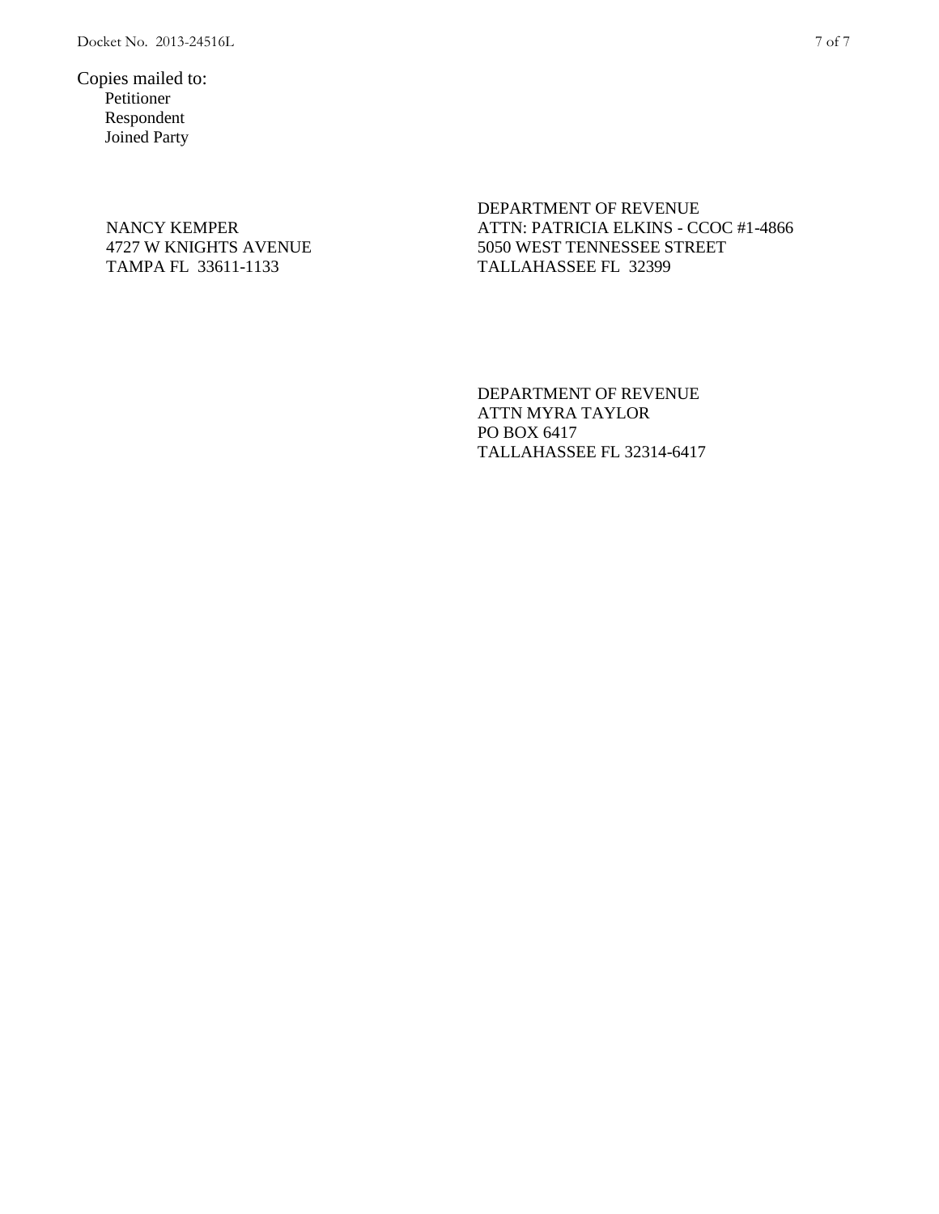Copies mailed to:
Petitioner
Respondent
Joined Party

NANCY KEMPER
4727 W KNIGHTS AVENUE
TAMPA FL 33611-1133

DEPARTMENT OF REVENUE
ATTN: PATRICIA ELKINS - CCOC #1-4866
5050 WEST TENNESSEE STREET
TALLAHASSEE FL 32399

DEPARTMENT OF REVENUE
ATTN MYRA TAYLOR
PO BOX 6417
TALLAHASSEE FL 32314-6417